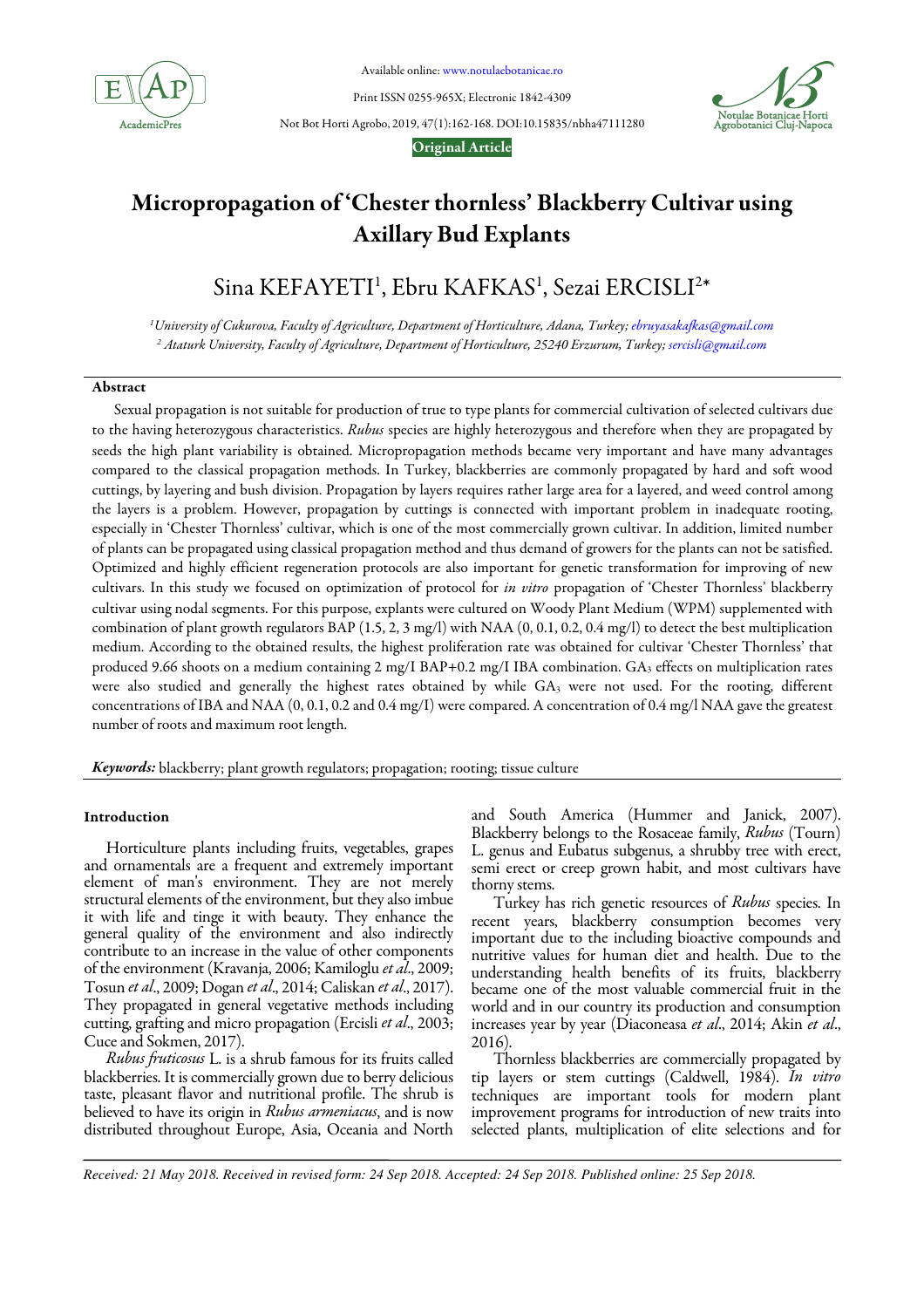# Micropropagation of 'Chester thornless' Blackberry Cultivar using Axillary Bud Explants

Sina KEFAYETI[1], Ebru KAFKAS[1], Sezai ERCISLI[2]*

[1]University of Cukurova, Faculty of Agriculture, Department of Horticulture, Adana, Turkey; ebruyasakafkas@gmail.com
[2] Ataturk University, Faculty of Agriculture, Department of Horticulture, 25240 Erzurum, Turkey; sercisli@gmail.com

## Abstract

Sexual propagation is not suitable for production of true to type plants for commercial cultivation of selected cultivars due to the having heterozygous characteristics. *Rubus* species are highly heterozygous and therefore when they are propagated by seeds the high plant variability is obtained. Micropropagation methods became very important and have many advantages compared to the classical propagation methods. In Turkey, blackberries are commonly propagated by hard and soft wood cuttings, by layering and bush division. Propagation by layers requires rather large area for a layered, and weed control among the layers is a problem. However, propagation by cuttings is connected with important problem in inadequate rooting, especially in 'Chester Thornless' cultivar, which is one of the most commercially grown cultivar. In addition, limited number of plants can be propagated using classical propagation method and thus demand of growers for the plants can not be satisfied. Optimized and highly efficient regeneration protocols are also important for genetic transformation for improving of new cultivars. In this study we focused on optimization of protocol for *in vitro* propagation of 'Chester Thornless' blackberry cultivar using nodal segments. For this purpose, explants were cultured on Woody Plant Medium (WPM) supplemented with combination of plant growth regulators BAP (1.5, 2, 3 mg/l) with NAA (0, 0.1, 0.2, 0.4 mg/l) to detect the best multiplication medium. According to the obtained results, the highest proliferation rate was obtained for cultivar 'Chester Thornless' that produced 9.66 shoots on a medium containing 2 mg/I BAP+0.2 mg/I IBA combination. $GA_3$ effects on multiplication rates were also studied and generally the highest rates obtained by while $GA_3$ were not used. For the rooting, different concentrations of IBA and NAA (0, 0.1, 0.2 and 0.4 mg/l) were compared. A concentration of 0.4 mg/l NAA gave the greatest number of roots and maximum root length.

***Keywords:*** blackberry; plant growth regulators; propagation; rooting; tissue culture

## Introduction

Horticulture plants including fruits, vegetables, grapes and ornamentals are a frequent and extremely important element of man's environment. They are not merely structural elements of the environment, but they also imbue it with life and tinge it with beauty. They enhance the general quality of the environment and also indirectly contribute to an increase in the value of other components of the environment (Kravanja, 2006; Kamiloglu *et al*., 2009; Tosun *et al*., 2009; Dogan *et al*., 2014; Caliskan *et al*., 2017). They propagated in general vegetative methods including cutting, grafting and micro propagation (Ercisli *et al*., 2003; Cuce and Sokmen, 2017).

*Rubus fruticosus* L. is a shrub famous for its fruits called blackberries. It is commercially grown due to berry delicious taste, pleasant flavor and nutritional profile. The shrub is believed to have its origin in *Rubus armeniacus*, and is now distributed throughout Europe, Asia, Oceania and North and South America (Hummer and Janick, 2007). Blackberry belongs to the Rosaceae family, *Rubus* (Tourn) L. genus and Eubatus subgenus, a shrubby tree with erect, semi erect or creep grown habit, and most cultivars have thorny stems.

Turkey has rich genetic resources of *Rubus* species. In recent years, blackberry consumption becomes very important due to the including bioactive compounds and nutritive values for human diet and health. Due to the understanding health benefits of its fruits, blackberry became one of the most valuable commercial fruit in the world and in our country its production and consumption increases year by year (Diaconeasa *et al*., 2014; Akin *et al*., 2016).

Thornless blackberries are commercially propagated by tip layers or stem cuttings (Caldwell, 1984). *In vitro* techniques are important tools for modern plant improvement programs for introduction of new traits into selected plants, multiplication of elite selections and for

*Received: 21 May 2018. Received in revised form: 24 Sep 2018. Accepted: 24 Sep 2018. Published online: 25 Sep 2018.*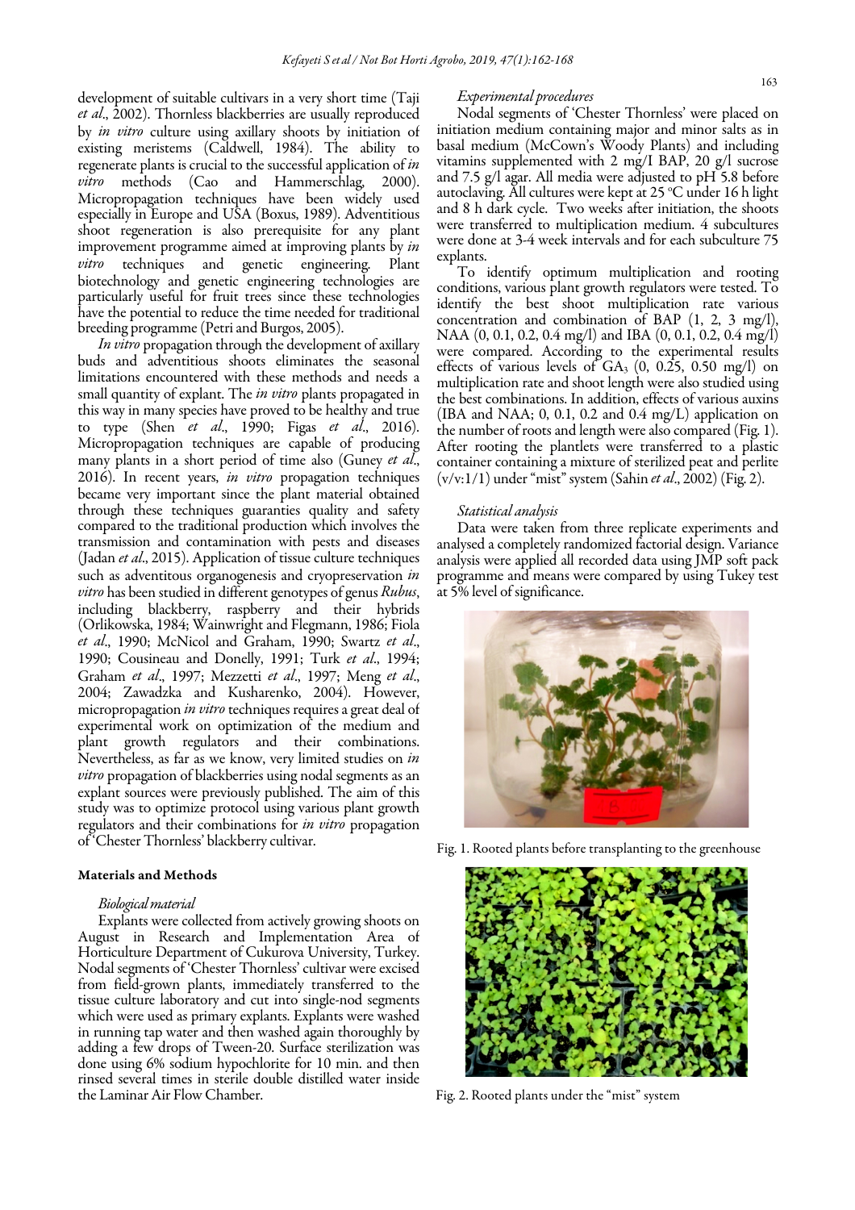development of suitable cultivars in a very short time (Taji *et al*., 2002). Thornless blackberries are usually reproduced by *in vitro* culture using axillary shoots by initiation of existing meristems (Caldwell, 1984). The ability to regenerate plants is crucial to the successful application of *in vitro* methods (Cao and Hammerschlag, 2000). Micropropagation techniques have been widely used especially in Europe and USA (Boxus, 1989). Adventitious shoot regeneration is also prerequisite for any plant improvement programme aimed at improving plants by *in vitro* techniques and genetic engineering. Plant biotechnology and genetic engineering technologies are particularly useful for fruit trees since these technologies have the potential to reduce the time needed for traditional breeding programme (Petri and Burgos, 2005).

*In vitro* propagation through the development of axillary buds and adventitious shoots eliminates the seasonal limitations encountered with these methods and needs a small quantity of explant. The *in vitro* plants propagated in this way in many species have proved to be healthy and true to type (Shen *et al*., 1990; Figas *et al*., 2016). Micropropagation techniques are capable of producing many plants in a short period of time also (Guney *et al*., 2016). In recent years, *in vitro* propagation techniques became very important since the plant material obtained through these techniques guaranties quality and safety compared to the traditional production which involves the transmission and contamination with pests and diseases (Jadan *et al*., 2015). Application of tissue culture techniques such as adventitous organogenesis and cryopreservation *in vitro* has been studied in different genotypes of genus *Rubus*, including blackberry, raspberry and their hybrids (Orlikowska, 1984; Wainwright and Flegmann, 1986; Fiola *et al*., 1990; McNicol and Graham, 1990; Swartz *et al*., 1990; Cousineau and Donelly, 1991; Turk *et al*., 1994; Graham *et al*., 1997; Mezzetti *et al*., 1997; Meng *et al*., 2004; Zawadzka and Kusharenko, 2004). However, micropropagation *in vitro* techniques requires a great deal of experimental work on optimization of the medium and plant growth regulators and their combinations. Nevertheless, as far as we know, very limited studies on *in vitro* propagation of blackberries using nodal segments as an explant sources were previously published. The aim of this study was to optimize protocol using various plant growth regulators and their combinations for *in vitro* propagation of 'Chester Thornless' blackberry cultivar.

## Materials and Methods

### *Biological material*

Explants were collected from actively growing shoots on August in Research and Implementation Area of Horticulture Department of Cukurova University, Turkey. Nodal segments of 'Chester Thornless' cultivar were excised from field-grown plants, immediately transferred to the tissue culture laboratory and cut into single-nod segments which were used as primary explants. Explants were washed in running tap water and then washed again thoroughly by adding a few drops of Tween-20. Surface sterilization was done using 6% sodium hypochlorite for 10 min. and then rinsed several times in sterile double distilled water inside the Laminar Air Flow Chamber.

### *Experimental procedures*

Nodal segments of 'Chester Thornless' were placed on initiation medium containing major and minor salts as in basal medium (McCown's Woody Plants) and including vitamins supplemented with 2 mg/l BAP, 20 g/l sucrose and 7.5 g/l agar. All media were adjusted to pH 5.8 before autoclaving. All cultures were kept at 25 °C under 16 h light and 8 h dark cycle. Two weeks after initiation, the shoots were transferred to multiplication medium. 4 subcultures were done at 3-4 week intervals and for each subculture 75 explants.

To identify optimum multiplication and rooting conditions, various plant growth regulators were tested. To identify the best shoot multiplication rate various concentration and combination of BAP (1, 2, 3 mg/l), NAA (0, 0.1, 0.2, 0.4 mg/l) and IBA (0, 0.1, 0.2, 0.4 mg/l) were compared. According to the experimental results effects of various levels of $GA_3$ (0, 0.25, 0.50 mg/l) on multiplication rate and shoot length were also studied using the best combinations. In addition, effects of various auxins (IBA and NAA; 0, 0.1, 0.2 and 0.4 mg/L) application on the number of roots and length were also compared (Fig. 1). After rooting the plantlets were transferred to a plastic container containing a mixture of sterilized peat and perlite (v/v:1/1) under "mist" system (Sahin *et al*., 2002) (Fig. 2).

### *Statistical analysis*

Data were taken from three replicate experiments and analysed a completely randomized factorial design. Variance analysis were applied all recorded data using JMP soft pack programme and means were compared by using Tukey test at 5% level of significance.

Fig. 1. Rooted plants before transplanting to the greenhouse

Fig. 2. Rooted plants under the "mist" system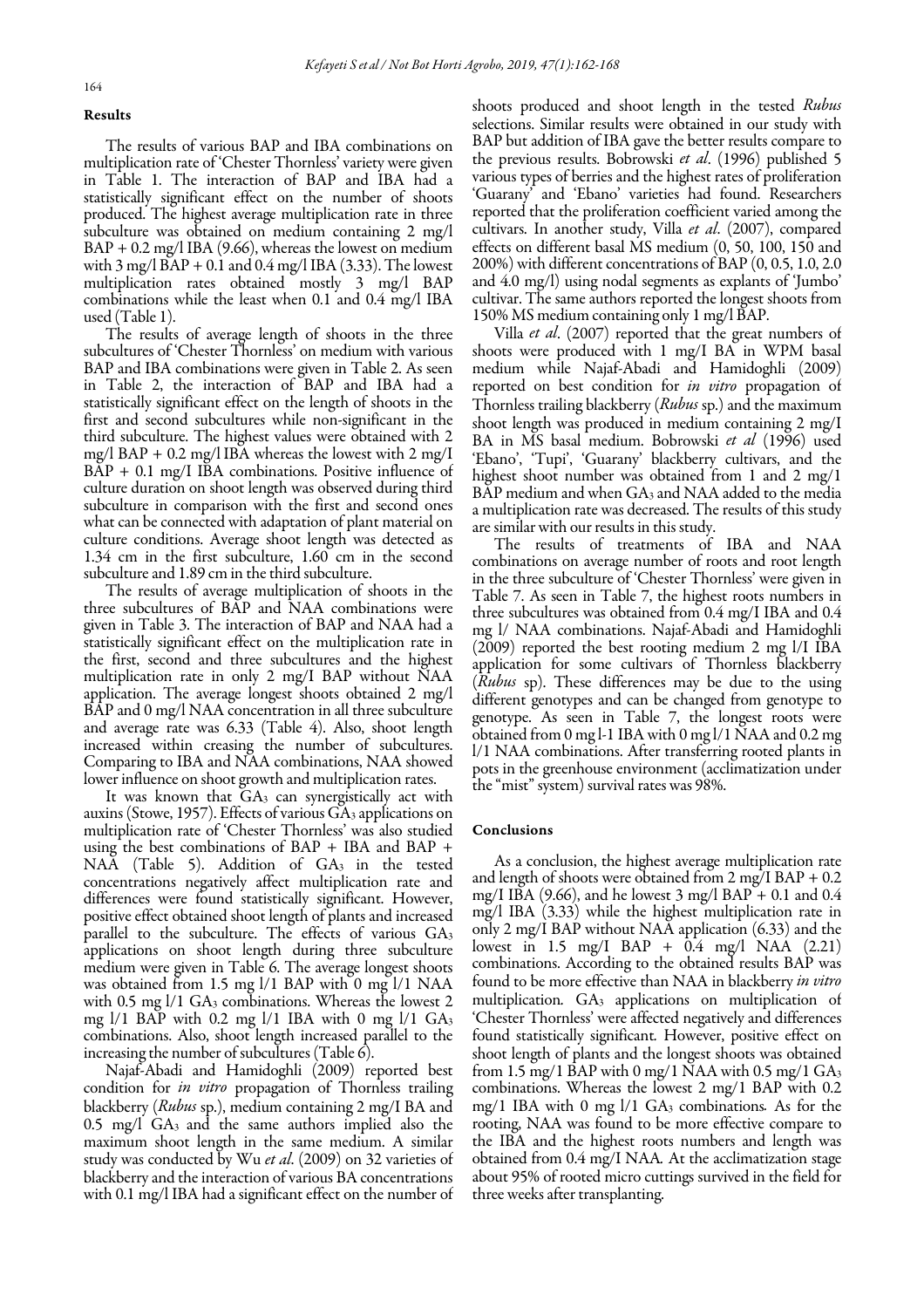## Results

The results of various BAP and IBA combinations on multiplication rate of 'Chester Thornless' variety were given in Table 1. The interaction of BAP and IBA had a statistically significant effect on the number of shoots produced. The highest average multiplication rate in three subculture was obtained on medium containing 2 mg/l BAP + 0.2 mg/l IBA (9.66), whereas the lowest on medium with 3 mg/l BAP + 0.1 and 0.4 mg/l IBA (3.33). The lowest multiplication rates obtained mostly 3 mg/l BAP combinations while the least when 0.1 and 0.4 mg/l IBA used (Table 1).

The results of average length of shoots in the three subcultures of 'Chester Thornless' on medium with various BAP and IBA combinations were given in Table 2. As seen in Table 2, the interaction of BAP and IBA had a statistically significant effect on the length of shoots in the first and second subcultures while non-significant in the third subculture. The highest values were obtained with 2 mg/l BAP + 0.2 mg/l IBA whereas the lowest with 2 mg/I BAP + 0.1 mg/I IBA combinations. Positive influence of culture duration on shoot length was observed during third subculture in comparison with the first and second ones what can be connected with adaptation of plant material on culture conditions. Average shoot length was detected as 1.34 cm in the first subculture, 1.60 cm in the second subculture and 1.89 cm in the third subculture.

The results of average multiplication of shoots in the three subcultures of BAP and NAA combinations were given in Table 3. The interaction of BAP and NAA had a statistically significant effect on the multiplication rate in the first, second and three subcultures and the highest multiplication rate in only 2 mg/I BAP without NAA application. The average longest shoots obtained 2 mg/l BAP and 0 mg/l NAA concentration in all three subculture and average rate was 6.33 (Table 4). Also, shoot length increased within creasing the number of subcultures. Comparing to IBA and NAA combinations, NAA showed lower influence on shoot growth and multiplication rates.

It was known that $GA_3$ can synergistically act with auxins (Stowe, 1957). Effects of various $GA_3$ applications on multiplication rate of 'Chester Thornless' was also studied using the best combinations of BAP + IBA and BAP + NAA (Table 5). Addition of $GA_3$ in the tested concentrations negatively affect multiplication rate and differences were found statistically significant. However, positive effect obtained shoot length of plants and increased parallel to the subculture. The effects of various $GA_3$ applications on shoot length during three subculture medium were given in Table 6. The average longest shoots was obtained from 1.5 mg l/1 BAP with 0 mg l/1 NAA with 0.5 mg l/1 $GA_3$ combinations. Whereas the lowest 2 mg l/1 BAP with 0.2 mg l/1 IBA with 0 mg l/1 $GA_3$ combinations. Also, shoot length increased parallel to the increasing the number of subcultures (Table 6).

Najaf-Abadi and Hamidoghli (2009) reported best condition for *in vitro* propagation of Thornless trailing blackberry (*Rubus* sp.), medium containing 2 mg/I BA and 0.5 mg/l $GA_3$ and the same authors implied also the maximum shoot length in the same medium. A similar study was conducted by Wu *et al*. (2009) on 32 varieties of blackberry and the interaction of various BA concentrations with 0.1 mg/l IBA had a significant effect on the number of shoots produced and shoot length in the tested *Rubus* selections. Similar results were obtained in our study with BAP but addition of IBA gave the better results compare to the previous results. Bobrowski *et al*. (1996) published 5 various types of berries and the highest rates of proliferation 'Guarany' and 'Ebano' varieties had found. Researchers reported that the proliferation coefficient varied among the cultivars. In another study, Villa *et al*. (2007), compared effects on different basal MS medium (0, 50, 100, 150 and 200%) with different concentrations of BAP (0, 0.5, 1.0, 2.0 and 4.0 mg/l) using nodal segments as explants of 'Jumbo' cultivar. The same authors reported the longest shoots from 150% MS medium containing only 1 mg/l BAP.

Villa *et al*. (2007) reported that the great numbers of shoots were produced with 1 mg/I BA in WPM basal medium while Najaf-Abadi and Hamidoghli (2009) reported on best condition for *in vitro* propagation of Thornless trailing blackberry (*Rubus* sp.) and the maximum shoot length was produced in medium containing 2 mg/I BA in MS basal medium. Bobrowski *et al* (1996) used 'Ebano', 'Tupi', 'Guarany' blackberry cultivars, and the highest shoot number was obtained from 1 and 2 mg/1 BAP medium and when $GA_3$ and NAA added to the media a multiplication rate was decreased. The results of this study are similar with our results in this study.

The results of treatments of IBA and NAA combinations on average number of roots and root length in the three subculture of 'Chester Thornless' were given in Table 7. As seen in Table 7, the highest roots numbers in three subcultures was obtained from 0.4 mg/I IBA and 0.4 mg l/ NAA combinations. Najaf-Abadi and Hamidoghli (2009) reported the best rooting medium 2 mg l/I IBA application for some cultivars of Thornless blackberry (*Rubus* sp). These differences may be due to the using different genotypes and can be changed from genotype to genotype. As seen in Table 7, the longest roots were obtained from 0 mg l-1 IBA with 0 mg l/1 NAA and 0.2 mg l/1 NAA combinations. After transferring rooted plants in pots in the greenhouse environment (acclimatization under the "mist" system) survival rates was 98%.

## Conclusions

As a conclusion, the highest average multiplication rate and length of shoots were obtained from 2 mg/I BAP + 0.2 mg/I IBA (9.66), and he lowest 3 mg/l BAP + 0.1 and 0.4 mg/I IBA (3.33) while the highest multiplication rate in only 2 mg/I BAP without NAA application (6.33) and the lowest in 1.5 mg/I BAP + 0.4 mg/l NAA (2.21) combinations. According to the obtained results BAP was found to be more effective than NAA in blackberry *in vitro* multiplication. $GA_3$ applications on multiplication of 'Chester Thornless' were affected negatively and differences found statistically significant. However, positive effect on shoot length of plants and the longest shoots was obtained from 1.5 mg/1 BAP with 0 mg/1 NAA with 0.5 mg/1 $GA_3$ combinations. Whereas the lowest 2 mg/1 BAP with 0.2 mg/1 IBA with 0 mg l/1 $GA_3$ combinations. As for the rooting, NAA was found to be more effective compare to the IBA and the highest roots numbers and length was obtained from 0.4 mg/I NAA. At the acclimatization stage about 95% of rooted micro cuttings survived in the field for three weeks after transplanting.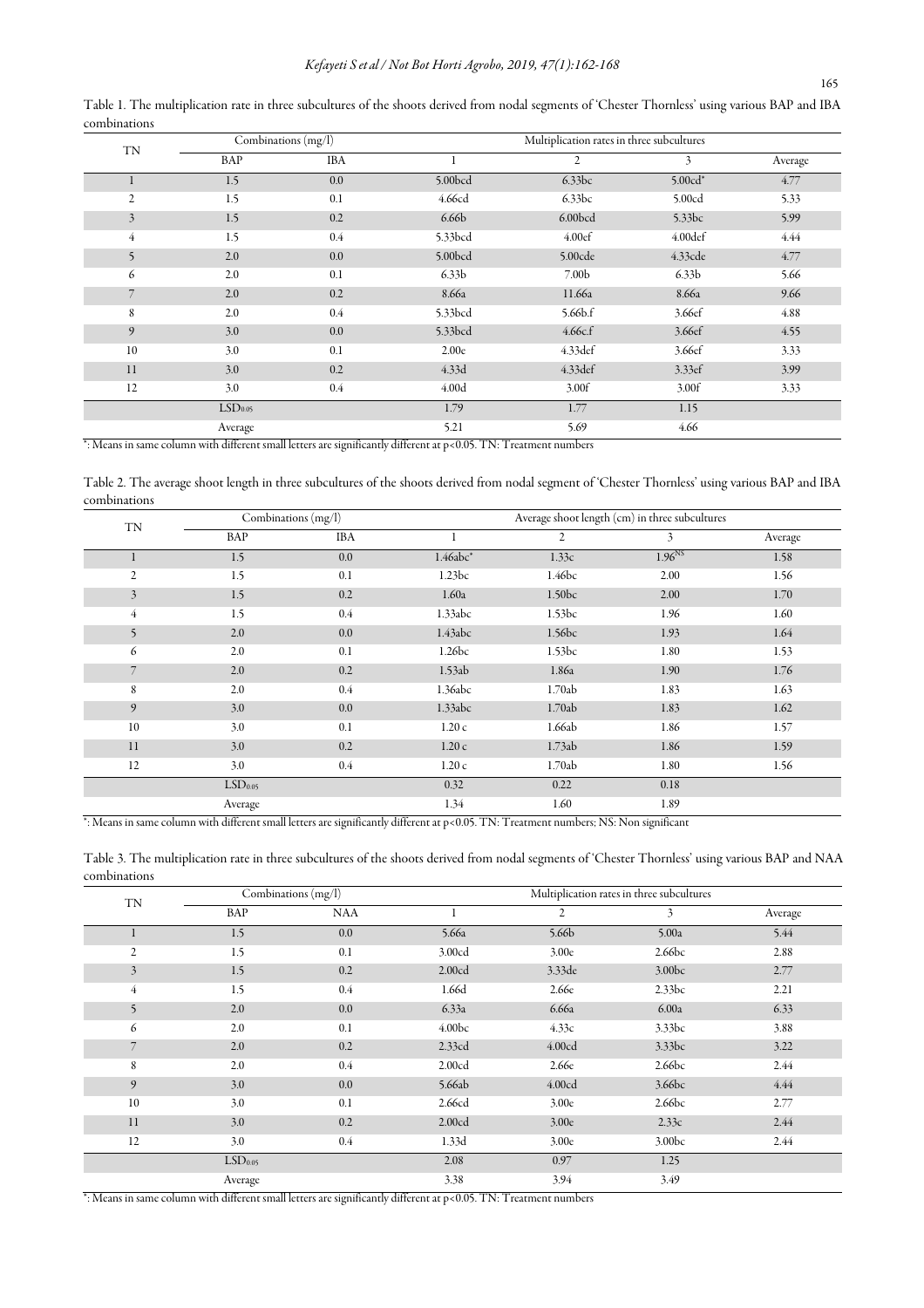Table 1. The multiplication rate in three subcultures of the shoots derived from nodal segments of 'Chester Thornless' using various BAP and IBA combinations

| TN | Combinations (mg/l) | | Multiplication rates in three subcultures | | | |
|---|---|---|---|---|---|---|
| | BAP | IBA | 1 | 2 | 3 | Average |
| 1 | 1.5 | 0.0 | 5.00bcd | 6.33bc | 5.00cd* | 4.77 |
| 2 | 1.5 | 0.1 | 4.66cd | 6.33bc | 5.00cd | 5.33 |
| 3 | 1.5 | 0.2 | 6.66b | 6.00bcd | 5.33bc | 5.99 |
| 4 | 1.5 | 0.4 | 5.33bcd | 4.00ef | 4.00def | 4.44 |
| 5 | 2.0 | 0.0 | 5.00bcd | 5.00cde | 4.33cde | 4.77 |
| 6 | 2.0 | 0.1 | 6.33b | 7.00b | 6.33b | 5.66 |
| 7 | 2.0 | 0.2 | 8.66a | 11.66a | 8.66a | 9.66 |
| 8 | 2.0 | 0.4 | 5.33bcd | 5.66b.f | 3.66ef | 4.88 |
| 9 | 3.0 | 0.0 | 5.33bcd | 4.66c.f | 3.66ef | 4.55 |
| 10 | 3.0 | 0.1 | 2.00e | 4.33def | 3.66ef | 3.33 |
| 11 | 3.0 | 0.2 | 4.33d | 4.33def | 3.33ef | 3.99 |
| 12 | 3.0 | 0.4 | 4.00d | 3.00f | 3.00f | 3.33 |
| | $LSD_{0.05}$ | | 1.79 | 1.77 | 1.15 | |
| | Average | | 5.21 | 5.69 | 4.66 | |

*: Means in same column with different small letters are significantly different at $p<0.05$. TN: Treatment numbers

Table 2. The average shoot length in three subcultures of the shoots derived from nodal segment of 'Chester Thornless' using various BAP and IBA combinations

| TN | Combinations (mg/l) | | Average shoot length (cm) in three subcultures | | | |
|---|---|---|---|---|---|---|
| | BAP | IBA | 1 | 2 | 3 | Average |
| 1 | 1.5 | 0.0 | 1.46abc* | 1.33c | 1.96[NS] | 1.58 |
| 2 | 1.5 | 0.1 | 1.23bc | 1.46bc | 2.00 | 1.56 |
| 3 | 1.5 | 0.2 | 1.60a | 1.50bc | 2.00 | 1.70 |
| 4 | 1.5 | 0.4 | 1.33abc | 1.53bc | 1.96 | 1.60 |
| 5 | 2.0 | 0.0 | 1.43abc | 1.56bc | 1.93 | 1.64 |
| 6 | 2.0 | 0.1 | 1.26bc | 1.53bc | 1.80 | 1.53 |
| 7 | 2.0 | 0.2 | 1.53ab | 1.86a | 1.90 | 1.76 |
| 8 | 2.0 | 0.4 | 1.36abc | 1.70ab | 1.83 | 1.63 |
| 9 | 3.0 | 0.0 | 1.33abc | 1.70ab | 1.83 | 1.62 |
| 10 | 3.0 | 0.1 | 1.20 c | 1.66ab | 1.86 | 1.57 |
| 11 | 3.0 | 0.2 | 1.20 c | 1.73ab | 1.86 | 1.59 |
| 12 | 3.0 | 0.4 | 1.20 c | 1.70ab | 1.80 | 1.56 |
| | $LSD_{0.05}$ | | 0.32 | 0.22 | 0.18 | |
| | Average | | 1.34 | 1.60 | 1.89 | |

*: Means in same column with different small letters are significantly different at $p<0.05$. TN: Treatment numbers; NS: Non significant

Table 3. The multiplication rate in three subcultures of the shoots derived from nodal segments of 'Chester Thornless' using various BAP and NAA combinations

| TN | Combinations (mg/l) | | Multiplication rates in three subcultures | | | |
|---|---|---|---|---|---|---|
| | BAP | NAA | 1 | 2 | 3 | Average |
| 1 | 1.5 | 0.0 | 5.66a | 5.66b | 5.00a | 5.44 |
| 2 | 1.5 | 0.1 | 3.00cd | 3.00e | 2.66bc | 2.88 |
| 3 | 1.5 | 0.2 | 2.00cd | 3.33de | 3.00bc | 2.77 |
| 4 | 1.5 | 0.4 | 1.66d | 2.66e | 2.33bc | 2.21 |
| 5 | 2.0 | 0.0 | 6.33a | 6.66a | 6.00a | 6.33 |
| 6 | 2.0 | 0.1 | 4.00bc | 4.33c | 3.33bc | 3.88 |
| 7 | 2.0 | 0.2 | 2.33cd | 4.00cd | 3.33bc | 3.22 |
| 8 | 2.0 | 0.4 | 2.00cd | 2.66e | 2.66bc | 2.44 |
| 9 | 3.0 | 0.0 | 5.66ab | 4.00cd | 3.66bc | 4.44 |
| 10 | 3.0 | 0.1 | 2.66cd | 3.00e | 2.66bc | 2.77 |
| 11 | 3.0 | 0.2 | 2.00cd | 3.00e | 2.33c | 2.44 |
| 12 | 3.0 | 0.4 | 1.33d | 3.00e | 3.00bc | 2.44 |
| | $LSD_{0.05}$ | | 2.08 | 0.97 | 1.25 | |
| | Average | | 3.38 | 3.94 | 3.49 | |

*: Means in same column with different small letters are significantly different at $p<0.05$. TN: Treatment numbers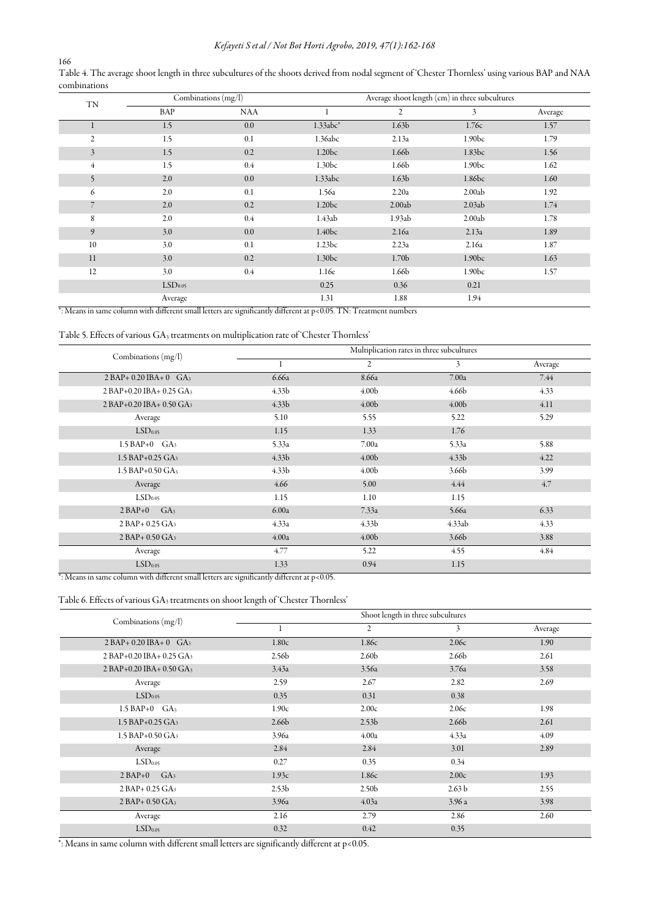Table 4. The average shoot length in three subcultures of the shoots derived from nodal segment of 'Chester Thornless' using various BAP and NAA combinations

| TN | Combinations (mg/l) | | Average shoot length (cm) in three subcultures | | | |
|---|---|---|---|---|---|---|
| | BAP | NAA | 1 | 2 | 3 | Average |
| 1 | 1.5 | 0.0 | 1.33abc* | 1.63b | 1.76c | 1.57 |
| 2 | 1.5 | 0.1 | 1.36abc | 2.13a | 1.90bc | 1.79 |
| 3 | 1.5 | 0.2 | 1.20bc | 1.66b | 1.83bc | 1.56 |
| 4 | 1.5 | 0.4 | 1.30bc | 1.66b | 1.90bc | 1.62 |
| 5 | 2.0 | 0.0 | 1.33abc | 1.63b | 1.86bc | 1.60 |
| 6 | 2.0 | 0.1 | 1.56a | 2.20a | 2.00ab | 1.92 |
| 7 | 2.0 | 0.2 | 1.20bc | 2.00ab | 2.03ab | 1.74 |
| 8 | 2.0 | 0.4 | 1.43ab | 1.93ab | 2.00ab | 1.78 |
| 9 | 3.0 | 0.0 | 1.40bc | 2.16a | 2.13a | 1.89 |
| 10 | 3.0 | 0.1 | 1.23bc | 2.23a | 2.16a | 1.87 |
| 11 | 3.0 | 0.2 | 1.30bc | 1.70b | 1.90bc | 1.63 |
| 12 | 3.0 | 0.4 | 1.16c | 1.66b | 1.90bc | 1.57 |
| | $LSD_{0.05}$ | | 0.25 | 0.36 | 0.21 | |
| | Average | | 1.31 | 1.88 | 1.94 | |

*: Means in same column with different small letters are significantly different at $p<0.05$. TN: Treatment numbers

Table 5. Effects of various $GA_3$ treatments on multiplication rate of 'Chester Thornless'

| Combinations (mg/l) | Multiplication rates in three subcultures | | | |
|---|---|---|---|---|
| | 1 | 2 | 3 | Average |
| 2 BAP+ 0.20 IBA+ 0 $GA_3$ | 6.66a | 8.66a | 7.00a | 7.44 |
| 2 BAP+0.20 IBA+ 0.25 $GA_3$ | 4.33b | 4.00b | 4.66b | 4.33 |
| 2 BAP+0.20 IBA+ 0.50 $GA_3$ | 4.33b | 4.00b | 4.00b | 4.11 |
| Average | 5.10 | 5.55 | 5.22 | 5.29 |
| $LSD_{0.05}$ | 1.15 | 1.33 | 1.76 | |
| 1.5 BAP+0 $GA_3$ | 5.33a | 7.00a | 5.33a | 5.88 |
| 1.5 BAP+0.25 $GA_3$ | 4.33b | 4.00b | 4.33b | 4.22 |
| 1.5 BAP+0.50 $GA_3$ | 4.33b | 4.00b | 3.66b | 3.99 |
| Average | 4.66 | 5.00 | 4.44 | 4.7 |
| $LSD_{0.05}$ | 1.15 | 1.10 | 1.15 | |
| 2 BAP+0 $GA_3$ | 6.00a | 7.33a | 5.66a | 6.33 |
| 2 BAP+ 0.25 $GA_3$ | 4.33a | 4.33b | 4.33ab | 4.33 |
| 2 BAP+ 0.50 $GA_3$ | 4.00a | 4.00b | 3.66b | 3.88 |
| Average | 4.77 | 5.22 | 4.55 | 4.84 |
| $LSD_{0.05}$ | 1.33 | 0.94 | 1.15 | |

*: Means in same column with different small letters are significantly different at $p<0.05$.

Table 6. Effects of various $GA_3$ treatments on shoot length of 'Chester Thornless'

| Combinations (mg/l) | Shoot length in three subcultures | | | |
|---|---|---|---|---|
| | 1 | 2 | 3 | Average |
| 2 BAP+ 0.20 IBA+ 0 $GA_3$ | 1.80c | 1.86c | 2.06c | 1.90 |
| 2 BAP+0.20 IBA+ 0.25 $GA_3$ | 2.56b | 2.60b | 2.66b | 2.61 |
| 2 BAP+0.20 IBA+ 0.50 $GA_3$ | 3.43a | 3.56a | 3.76a | 3.58 |
| Average | 2.59 | 2.67 | 2.82 | 2.69 |
| $LSD_{0.05}$ | 0.35 | 0.31 | 0.38 | |
| 1.5 BAP+0 $GA_3$ | 1.90c | 2.00c | 2.06c | 1.98 |
| 1.5 BAP+0.25 $GA_3$ | 2.66b | 2.53b | 2.66b | 2.61 |
| 1.5 BAP+0.50 $GA_3$ | 3.96a | 4.00a | 4.33a | 4.09 |
| Average | 2.84 | 2.84 | 3.01 | 2.89 |
| $LSD_{0.05}$ | 0.27 | 0.35 | 0.34 | |
| 2 BAP+0 $GA_3$ | 1.93c | 1.86c | 2.00c | 1.93 |
| 2 BAP+ 0.25 $GA_3$ | 2.53b | 2.50b | 2.63 b | 2.55 |
| 2 BAP+ 0.50 $GA_3$ | 3.96a | 4.03a | 3.96 a | 3.98 |
| Average | 2.16 | 2.79 | 2.86 | 2.60 |
| $LSD_{0.05}$ | 0.32 | 0.42 | 0.35 | |

*: Means in same column with different small letters are significantly different at $p<0.05$.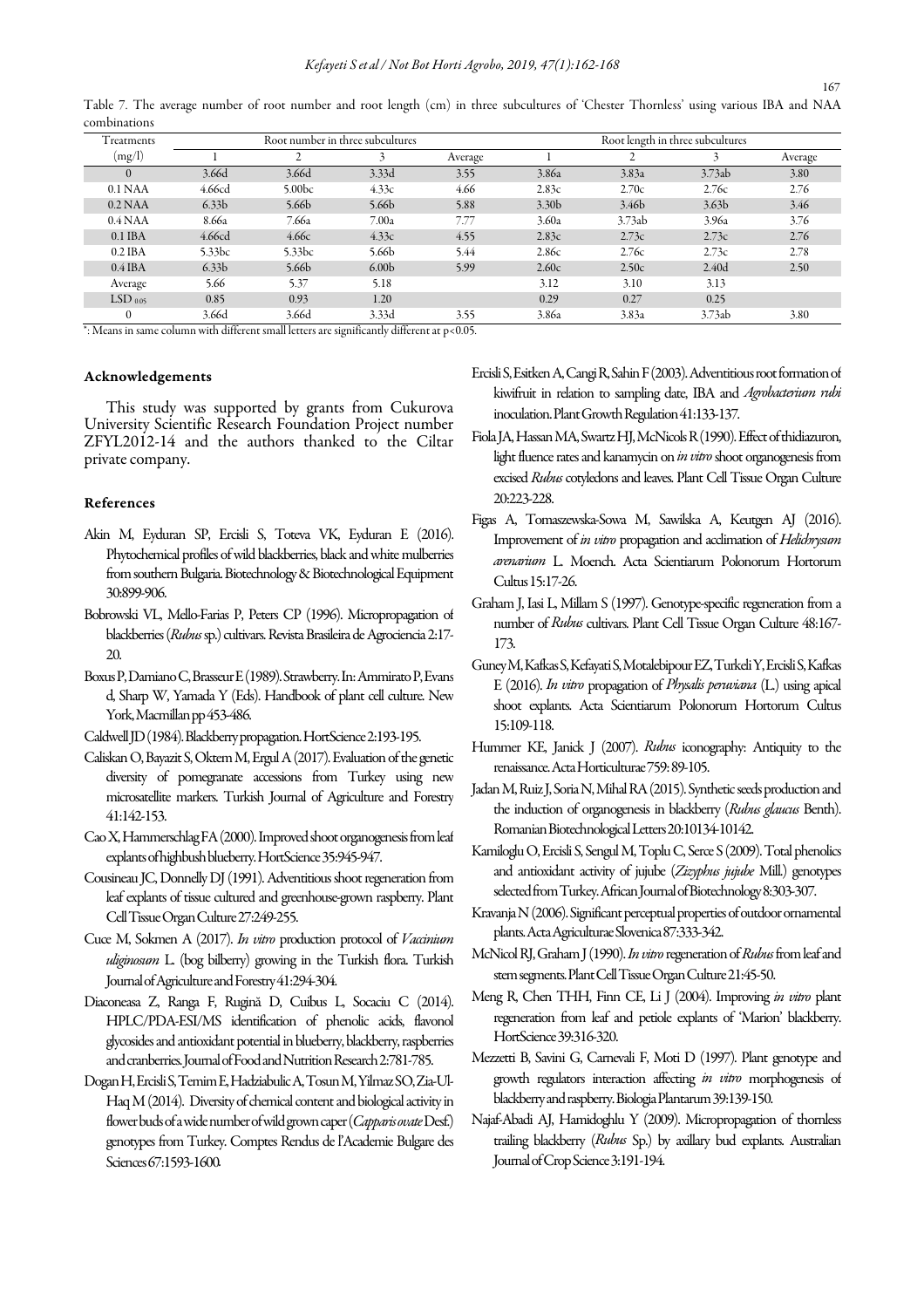Table 7. The average number of root number and root length (cm) in three subcultures of 'Chester Thornless' using various IBA and NAA combinations

| Treatments (mg/l) | Root number in three subcultures | | | | Root length in three subcultures | | | |
|---|---|---|---|---|---|---|---|---|
| | 1 | 2 | 3 | Average | 1 | 2 | 3 | Average |
| 0 | 3.66d | 3.66d | 3.33d | 3.55 | 3.86a | 3.83a | 3.73ab | 3.80 |
| 0.1 NAA | 4.66cd | 5.00bc | 4.33c | 4.66 | 2.83c | 2.70c | 2.76c | 2.76 |
| 0.2 NAA | 6.33b | 5.66b | 5.66b | 5.88 | 3.30b | 3.46b | 3.63b | 3.46 |
| 0.4 NAA | 8.66a | 7.66a | 7.00a | 7.77 | 3.60a | 3.73ab | 3.96a | 3.76 |
| 0.1 IBA | 4.66cd | 4.66c | 4.33c | 4.55 | 2.83c | 2.73c | 2.73c | 2.76 |
| 0.2 IBA | 5.33bc | 5.33bc | 5.66b | 5.44 | 2.86c | 2.76c | 2.73c | 2.78 |
| 0.4 IBA | 6.33b | 5.66b | 6.00b | 5.99 | 2.60c | 2.50c | 2.40d | 2.50 |
| Average | 5.66 | 5.37 | 5.18 | | 3.12 | 3.10 | 3.13 | |
| $LSD_{0.05}$ | 0.85 | 0.93 | 1.20 | | 0.29 | 0.27 | 0.25 | |
| 0 | 3.66d | 3.66d | 3.33d | 3.55 | 3.86a | 3.83a | 3.73ab | 3.80 |

*: Means in same column with different small letters are significantly different at $p<0.05$.

## Acknowledgements

This study was supported by grants from Cukurova University Scientific Research Foundation Project number ZFYL2012-14 and the authors thanked to the Ciltar private company.

## References

Akin M, Eyduran SP, Ercisli S, Toteva VK, Eyduran E (2016). Phytochemical profiles of wild blackberries, black and white mulberries from southern Bulgaria. Biotechnology & Biotechnological Equipment 30:899-906.

Bobrowski VL, Mello-Farias P, Peters CP (1996). Micropropagation of blackberries (*Rubus* sp.) cultivars. Revista Brasileira de Agrociencia 2:17-20.

Boxus P, Damiano C, Brasseur E (1989). Strawberry. In: Ammirato P, Evans d, Sharp W, Yamada Y (Eds). Handbook of plant cell culture. New York, Macmillan pp 453-486.

Caldwell JD (1984). Blackberry propagation. HortScience 2:193-195.

Caliskan O, Bayazit S, Oktem M, Ergul A (2017). Evaluation of the genetic diversity of pomegranate accessions from Turkey using new microsatellite markers. Turkish Journal of Agriculture and Forestry 41:142-153.

Cao X, Hammerschlag FA (2000). Improved shoot organogenesis from leaf explants of highbush blueberry. HortScience 35:945-947.

Cousineau JC, Donnelly DJ (1991). Adventitious shoot regeneration from leaf explants of tissue cultured and greenhouse-grown raspberry. Plant Cell Tissue Organ Culture 27:249-255.

Cuce M, Sokmen A (2017). *In vitro* production protocol of *Vaccinium uliginosum* L. (bog bilberry) growing in the Turkish flora. Turkish Journal of Agriculture and Forestry 41:294-304.

Diaconeasa Z, Ranga F, Rugină D, Cuibus L, Socaciu C (2014). HPLC/PDA-ESI/MS identification of phenolic acids, flavonol glycosides and antioxidant potential in blueberry, blackberry, raspberries and cranberries. Journal of Food and Nutrition Research 2:781-785.

Dogan H, Ercisli S, Temim E, Hadziabulic A, Tosun M, Yilmaz SO, Zia-Ul-Haq M (2014). Diversity of chemical content and biological activity in flower buds of a wide number of wild grown caper (*Capparis ovate* Desf.) genotypes from Turkey. Comptes Rendus de l'Academie Bulgare des Sciences 67:1593-1600.

Ercisli S, Esitken A, Cangi R, Sahin F (2003). Adventitious root formation of kiwifruit in relation to sampling date, IBA and *Agrobacterium rubi* inoculation. Plant Growth Regulation 41:133-137.

Fiola JA, Hassan MA, Swartz HJ, McNicols R (1990). Effect of thidiazuron, light fluence rates and kanamycin on *in vitro* shoot organogenesis from excised *Rubus* cotyledons and leaves. Plant Cell Tissue Organ Culture 20:223-228.

Figas A, Tomaszewska-Sowa M, Sawilska A, Keutgen AJ (2016). Improvement of *in vitro* propagation and acclimation of *Helichrysum arenarium* L. Moench. Acta Scientiarum Polonorum Hortorum Cultus 15:17-26.

Graham J, Iasi L, Millam S (1997). Genotype-specific regeneration from a number of *Rubus* cultivars. Plant Cell Tissue Organ Culture 48:167-173.

Guney M, Kafkas S, Kefayati S, Motalebipour EZ, Turkeli Y, Ercisli S, Kafkas E (2016). *In vitro* propagation of *Physalis peruviana* (L.) using apical shoot explants. Acta Scientiarum Polonorum Hortorum Cultus 15:109-118.

Hummer KE, Janick J (2007). *Rubus* iconography: Antiquity to the renaissance. Acta Horticulturae 759: 89-105.

Jadan M, Ruiz J, Soria N, Mihal RA (2015). Synthetic seeds production and the induction of organogenesis in blackberry (*Rubus glaucus* Benth). Romanian Biotechnological Letters 20:10134-10142.

Kamiloglu O, Ercisli S, Sengul M, Toplu C, Serce S (2009). Total phenolics and antioxidant activity of jujube (*Zizyphus jujube* Mill.) genotypes selected from Turkey. African Journal of Biotechnology 8:303-307.

Kravanja N (2006). Significant perceptual properties of outdoor ornamental plants. Acta Agriculturae Slovenica 87:333-342.

McNicol RJ, Graham J (1990). *In vitro* regeneration of *Rubus* from leaf and stem segments. Plant Cell Tissue Organ Culture 21:45-50.

Meng R, Chen THH, Finn CE, Li J (2004). Improving *in vitro* plant regeneration from leaf and petiole explants of 'Marion' blackberry. HortScience 39:316-320.

Mezzetti B, Savini G, Carnevali F, Moti D (1997). Plant genotype and growth regulators interaction affecting *in vitro* morphogenesis of blackberry and raspberry. Biologia Plantarum 39:139-150.

Najaf-Abadi AJ, Hamidoghlu Y (2009). Micropropagation of thornless trailing blackberry (*Rubus* Sp.) by axillary bud explants. Australian Journal of Crop Science 3:191-194.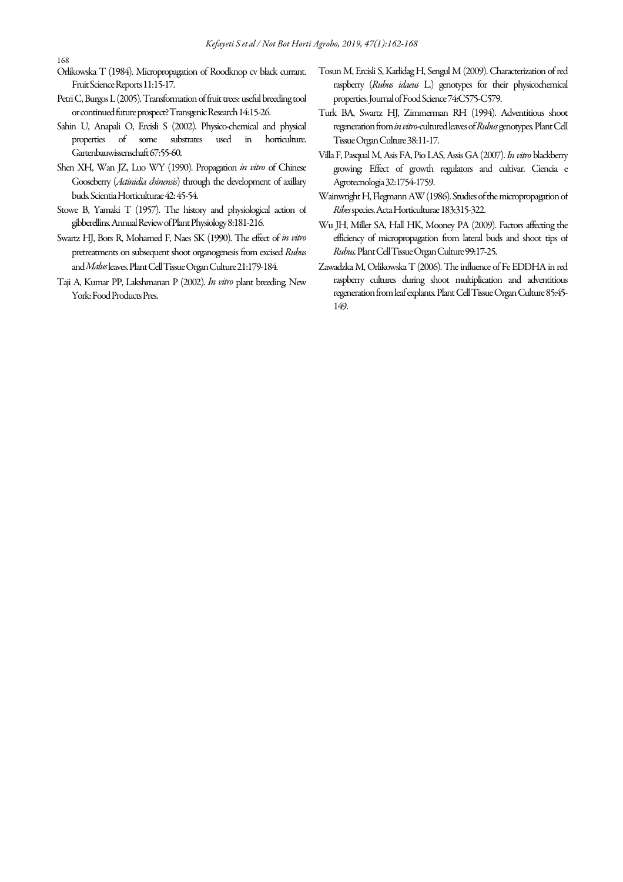Orlikowska T (1984). Micropropagation of Roodknop cv black currant. Fruit Science Reports 11:15-17.

Petri C, Burgos L (2005). Transformation of fruit trees: useful breeding tool or continued future prospect? Transgenic Research 14:15-26.

Sahin U, Anapali O, Ercisli S (2002). Physico-chemical and physical properties of some substrates used in horticulture. Gartenbauwissenschaft 67:55-60.

Shen XH, Wan JZ, Luo WY (1990). Propagation *in vitro* of Chinese Gooseberry (*Actinidia chinensis*) through the development of axillary buds. Scientia Horticulturae 42: 45-54.

Stowe B, Yamaki T (1957). The history and physiological action of gibberellins. Annual Review of Plant Physiology 8:181-216.

Swartz HJ, Bors R, Mohamed F, Naes SK (1990). The effect of *in vitro* pretreatments on subsequent shoot organogenesis from excised *Rubus* and *Malus* leaves. Plant Cell Tissue Organ Culture 21:179-184.

Taji A, Kumar PP, Lakshmanan P (2002). *In vitro* plant breeding. New York: Food Products Pres.

Tosun M, Ercisli S, Karlidag H, Sengul M (2009). Characterization of red raspberry (*Rubus idaeus* L.) genotypes for their physicochemical properties. Journal of Food Science 74:C575-C579.

Turk BA, Swartz HJ, Zimmerman RH (1994). Adventitious shoot regeneration from *in vitro*-cultured leaves of *Rubus* genotypes. Plant Cell Tissue Organ Culture 38:11-17.

Villa F, Pasqual M, Asis FA, Pio LAS, Assis GA (2007). *In vitro* blackberry growing: Effect of growth regulators and cultivar. Ciencia e Agrotecnologia 32:1754-1759.

Wainwright H, Flegmann AW (1986). Studies of the micropropagation of *Ribes* species. Acta Horticulturae 183:315-322.

Wu JH, Miller SA, Hall HK, Mooney PA (2009). Factors affecting the efficiency of micropropagation from lateral buds and shoot tips of *Rubus*. Plant Cell Tissue Organ Culture 99:17-25.

Zawadzka M, Orlikowska T (2006). The influence of Fe EDDHA in red raspberry cultures during shoot multiplication and adventitious regeneration from leaf explants. Plant Cell Tissue Organ Culture 85:45-149.